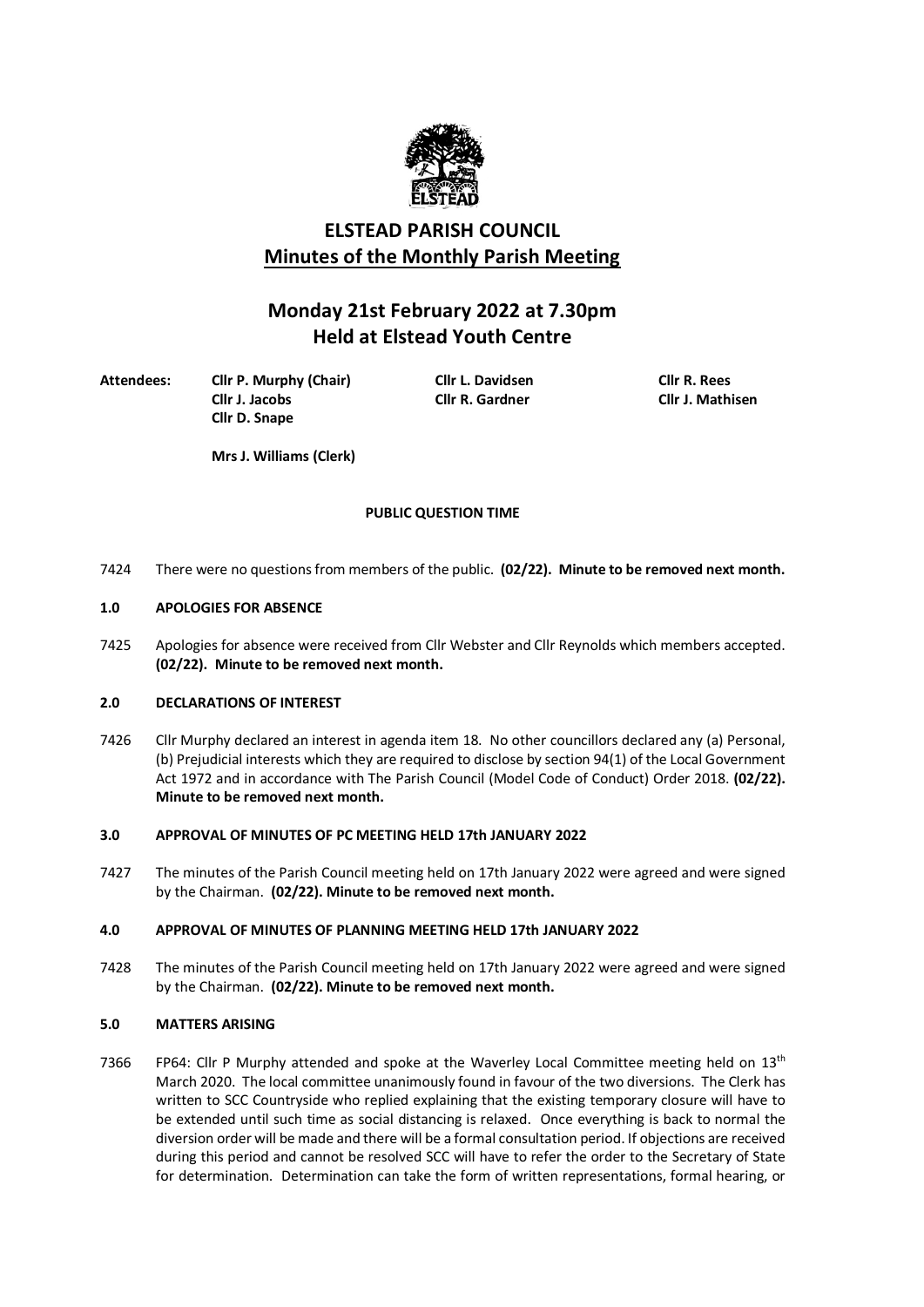# ELSTEAD PARISH COUNCIL

## Minutes of the Monthly Parish Meeting

## Monday 21st February 2022 at 7.30pm
## Held at Elstead Youth Centre

**Attendees:** **Cllr P. Murphy (Chair)** **Cllr L. Davidsen** **Cllr R. Rees**
**Cllr J. Jacobs** **Cllr R. Gardner** **Cllr J. Mathisen**
**Cllr D. Snape**

**Mrs J. Williams (Clerk)**

**PUBLIC QUESTION TIME**

7424 There were no questions from members of the public. **(02/22). Minute to be removed next month.**

### 1.0 APOLOGIES FOR ABSENCE

7425 Apologies for absence were received from Cllr Webster and Cllr Reynolds which members accepted. **(02/22). Minute to be removed next month.**

### 2.0 DECLARATIONS OF INTEREST

7426 Cllr Murphy declared an interest in agenda item 18. No other councillors declared any (a) Personal, (b) Prejudicial interests which they are required to disclose by section 94(1) of the Local Government Act 1972 and in accordance with The Parish Council (Model Code of Conduct) Order 2018. **(02/22). Minute to be removed next month.**

### 3.0 APPROVAL OF MINUTES OF PC MEETING HELD 17th JANUARY 2022

7427 The minutes of the Parish Council meeting held on 17th January 2022 were agreed and were signed by the Chairman. **(02/22). Minute to be removed next month.**

### 4.0 APPROVAL OF MINUTES OF PLANNING MEETING HELD 17th JANUARY 2022

7428 The minutes of the Parish Council meeting held on 17th January 2022 were agreed and were signed by the Chairman. **(02/22). Minute to be removed next month.**

### 5.0 MATTERS ARISING

7366 FP64: Cllr P Murphy attended and spoke at the Waverley Local Committee meeting held on 13th March 2020. The local committee unanimously found in favour of the two diversions. The Clerk has written to SCC Countryside who replied explaining that the existing temporary closure will have to be extended until such time as social distancing is relaxed. Once everything is back to normal the diversion order will be made and there will be a formal consultation period. If objections are received during this period and cannot be resolved SCC will have to refer the order to the Secretary of State for determination. Determination can take the form of written representations, formal hearing, or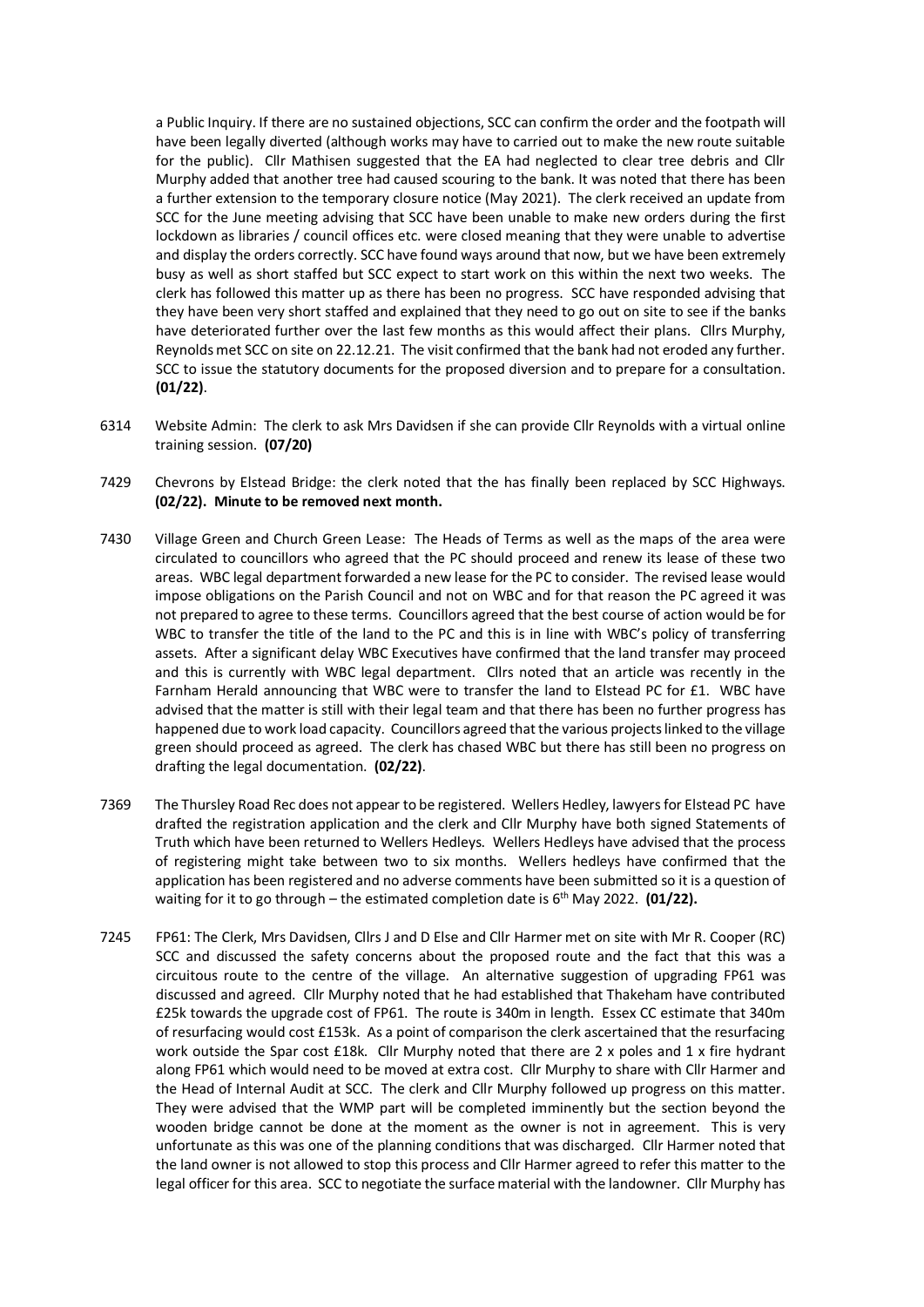a Public Inquiry. If there are no sustained objections, SCC can confirm the order and the footpath will have been legally diverted (although works may have to carried out to make the new route suitable for the public). Cllr Mathisen suggested that the EA had neglected to clear tree debris and Cllr Murphy added that another tree had caused scouring to the bank. It was noted that there has been a further extension to the temporary closure notice (May 2021). The clerk received an update from SCC for the June meeting advising that SCC have been unable to make new orders during the first lockdown as libraries / council offices etc. were closed meaning that they were unable to advertise and display the orders correctly. SCC have found ways around that now, but we have been extremely busy as well as short staffed but SCC expect to start work on this within the next two weeks. The clerk has followed this matter up as there has been no progress. SCC have responded advising that they have been very short staffed and explained that they need to go out on site to see if the banks have deteriorated further over the last few months as this would affect their plans. Cllrs Murphy, Reynolds met SCC on site on 22.12.21. The visit confirmed that the bank had not eroded any further. SCC to issue the statutory documents for the proposed diversion and to prepare for a consultation. **(01/22)**.

6314 Website Admin: The clerk to ask Mrs Davidsen if she can provide Cllr Reynolds with a virtual online training session. **(07/20)**

7429 Chevrons by Elstead Bridge: the clerk noted that the has finally been replaced by SCC Highways. **(02/22). Minute to be removed next month.**

7430 Village Green and Church Green Lease: The Heads of Terms as well as the maps of the area were circulated to councillors who agreed that the PC should proceed and renew its lease of these two areas. WBC legal department forwarded a new lease for the PC to consider. The revised lease would impose obligations on the Parish Council and not on WBC and for that reason the PC agreed it was not prepared to agree to these terms. Councillors agreed that the best course of action would be for WBC to transfer the title of the land to the PC and this is in line with WBC's policy of transferring assets. After a significant delay WBC Executives have confirmed that the land transfer may proceed and this is currently with WBC legal department. Cllrs noted that an article was recently in the Farnham Herald announcing that WBC were to transfer the land to Elstead PC for £1. WBC have advised that the matter is still with their legal team and that there has been no further progress has happened due to work load capacity. Councillors agreed that the various projects linked to the village green should proceed as agreed. The clerk has chased WBC but there has still been no progress on drafting the legal documentation. **(02/22)**.

7369 The Thursley Road Rec does not appear to be registered. Wellers Hedley, lawyers for Elstead PC have drafted the registration application and the clerk and Cllr Murphy have both signed Statements of Truth which have been returned to Wellers Hedleys. Wellers Hedleys have advised that the process of registering might take between two to six months. Wellers hedleys have confirmed that the application has been registered and no adverse comments have been submitted so it is a question of waiting for it to go through – the estimated completion date is 6th May 2022. **(01/22).**

7245 FP61: The Clerk, Mrs Davidsen, Cllrs J and D Else and Cllr Harmer met on site with Mr R. Cooper (RC) SCC and discussed the safety concerns about the proposed route and the fact that this was a circuitous route to the centre of the village. An alternative suggestion of upgrading FP61 was discussed and agreed. Cllr Murphy noted that he had established that Thakeham have contributed £25k towards the upgrade cost of FP61. The route is 340m in length. Essex CC estimate that 340m of resurfacing would cost £153k. As a point of comparison the clerk ascertained that the resurfacing work outside the Spar cost £18k. Cllr Murphy noted that there are 2 x poles and 1 x fire hydrant along FP61 which would need to be moved at extra cost. Cllr Murphy to share with Cllr Harmer and the Head of Internal Audit at SCC. The clerk and Cllr Murphy followed up progress on this matter. They were advised that the WMP part will be completed imminently but the section beyond the wooden bridge cannot be done at the moment as the owner is not in agreement. This is very unfortunate as this was one of the planning conditions that was discharged. Cllr Harmer noted that the land owner is not allowed to stop this process and Cllr Harmer agreed to refer this matter to the legal officer for this area. SCC to negotiate the surface material with the landowner. Cllr Murphy has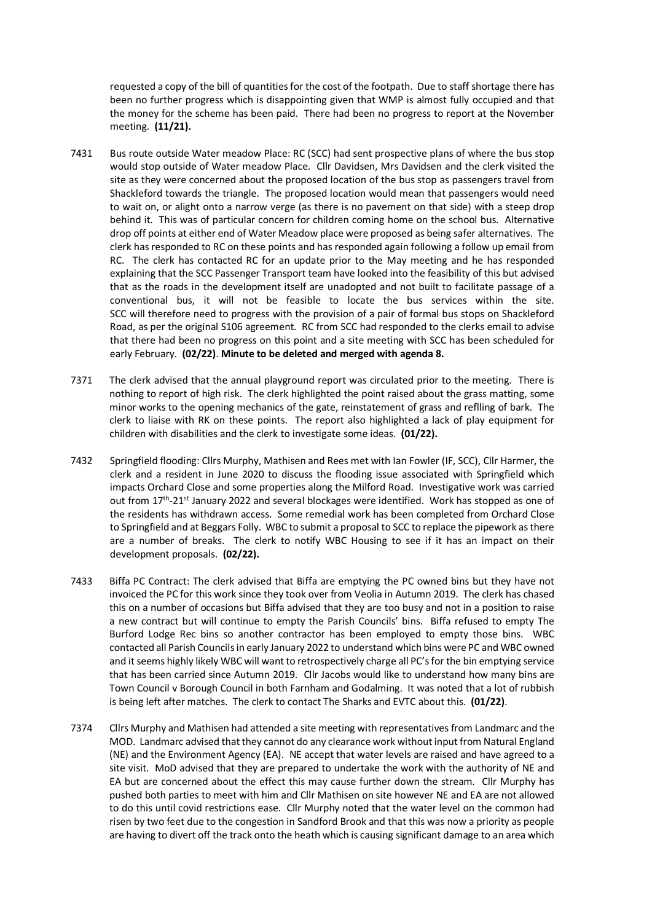requested a copy of the bill of quantities for the cost of the footpath. Due to staff shortage there has been no further progress which is disappointing given that WMP is almost fully occupied and that the money for the scheme has been paid. There had been no progress to report at the November meeting. **(11/21).**

7431 Bus route outside Water meadow Place: RC (SCC) had sent prospective plans of where the bus stop would stop outside of Water meadow Place. Cllr Davidsen, Mrs Davidsen and the clerk visited the site as they were concerned about the proposed location of the bus stop as passengers travel from Shackleford towards the triangle. The proposed location would mean that passengers would need to wait on, or alight onto a narrow verge (as there is no pavement on that side) with a steep drop behind it. This was of particular concern for children coming home on the school bus. Alternative drop off points at either end of Water Meadow place were proposed as being safer alternatives. The clerk has responded to RC on these points and has responded again following a follow up email from RC. The clerk has contacted RC for an update prior to the May meeting and he has responded explaining that the SCC Passenger Transport team have looked into the feasibility of this but advised that as the roads in the development itself are unadopted and not built to facilitate passage of a conventional bus, it will not be feasible to locate the bus services within the site. SCC will therefore need to progress with the provision of a pair of formal bus stops on Shackleford Road, as per the original S106 agreement. RC from SCC had responded to the clerks email to advise that there had been no progress on this point and a site meeting with SCC has been scheduled for early February. **(02/22)**. **Minute to be deleted and merged with agenda 8.**

7371 The clerk advised that the annual playground report was circulated prior to the meeting. There is nothing to report of high risk. The clerk highlighted the point raised about the grass matting, some minor works to the opening mechanics of the gate, reinstatement of grass and reflling of bark. The clerk to liaise with RK on these points. The report also highlighted a lack of play equipment for children with disabilities and the clerk to investigate some ideas. **(01/22).**

7432 Springfield flooding: Cllrs Murphy, Mathisen and Rees met with Ian Fowler (IF, SCC), Cllr Harmer, the clerk and a resident in June 2020 to discuss the flooding issue associated with Springfield which impacts Orchard Close and some properties along the Milford Road. Investigative work was carried out from 17th-21st January 2022 and several blockages were identified. Work has stopped as one of the residents has withdrawn access. Some remedial work has been completed from Orchard Close to Springfield and at Beggars Folly. WBC to submit a proposal to SCC to replace the pipework as there are a number of breaks. The clerk to notify WBC Housing to see if it has an impact on their development proposals. **(02/22).**

7433 Biffa PC Contract: The clerk advised that Biffa are emptying the PC owned bins but they have not invoiced the PC for this work since they took over from Veolia in Autumn 2019. The clerk has chased this on a number of occasions but Biffa advised that they are too busy and not in a position to raise a new contract but will continue to empty the Parish Councils' bins. Biffa refused to empty The Burford Lodge Rec bins so another contractor has been employed to empty those bins. WBC contacted all Parish Councils in early January 2022 to understand which bins were PC and WBC owned and it seems highly likely WBC will want to retrospectively charge all PC's for the bin emptying service that has been carried since Autumn 2019. Cllr Jacobs would like to understand how many bins are Town Council v Borough Council in both Farnham and Godalming. It was noted that a lot of rubbish is being left after matches. The clerk to contact The Sharks and EVTC about this. **(01/22)**.

7374 Cllrs Murphy and Mathisen had attended a site meeting with representatives from Landmarc and the MOD. Landmarc advised that they cannot do any clearance work without input from Natural England (NE) and the Environment Agency (EA). NE accept that water levels are raised and have agreed to a site visit. MoD advised that they are prepared to undertake the work with the authority of NE and EA but are concerned about the effect this may cause further down the stream. Cllr Murphy has pushed both parties to meet with him and Cllr Mathisen on site however NE and EA are not allowed to do this until covid restrictions ease. Cllr Murphy noted that the water level on the common had risen by two feet due to the congestion in Sandford Brook and that this was now a priority as people are having to divert off the track onto the heath which is causing significant damage to an area which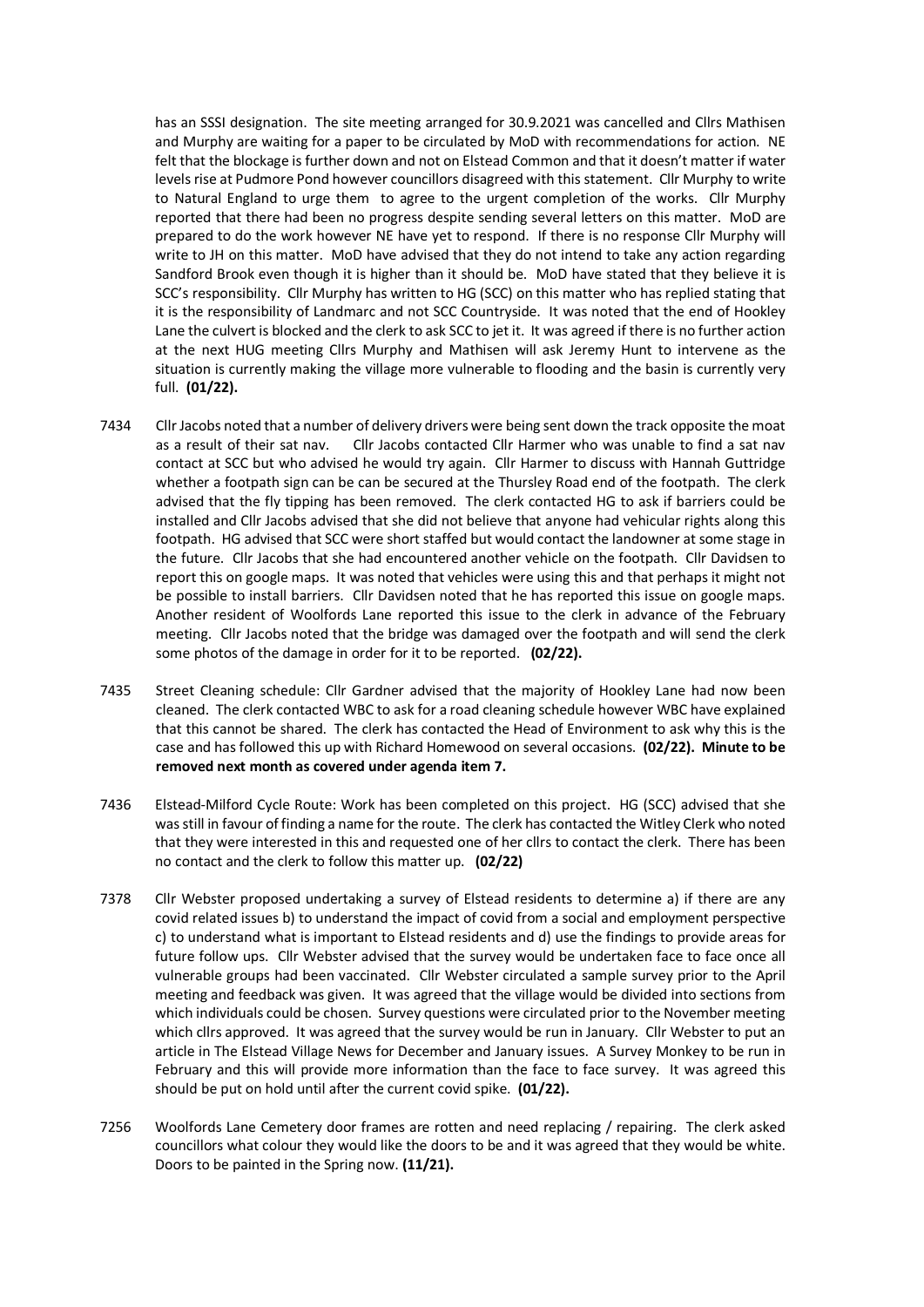has an SSSI designation. The site meeting arranged for 30.9.2021 was cancelled and Cllrs Mathisen and Murphy are waiting for a paper to be circulated by MoD with recommendations for action. NE felt that the blockage is further down and not on Elstead Common and that it doesn't matter if water levels rise at Pudmore Pond however councillors disagreed with this statement. Cllr Murphy to write to Natural England to urge them to agree to the urgent completion of the works. Cllr Murphy reported that there had been no progress despite sending several letters on this matter. MoD are prepared to do the work however NE have yet to respond. If there is no response Cllr Murphy will write to JH on this matter. MoD have advised that they do not intend to take any action regarding Sandford Brook even though it is higher than it should be. MoD have stated that they believe it is SCC's responsibility. Cllr Murphy has written to HG (SCC) on this matter who has replied stating that it is the responsibility of Landmarc and not SCC Countryside. It was noted that the end of Hookley Lane the culvert is blocked and the clerk to ask SCC to jet it. It was agreed if there is no further action at the next HUG meeting Cllrs Murphy and Mathisen will ask Jeremy Hunt to intervene as the situation is currently making the village more vulnerable to flooding and the basin is currently very full. **(01/22).**

7434 Cllr Jacobs noted that a number of delivery drivers were being sent down the track opposite the moat as a result of their sat nav. Cllr Jacobs contacted Cllr Harmer who was unable to find a sat nav contact at SCC but who advised he would try again. Cllr Harmer to discuss with Hannah Guttridge whether a footpath sign can be can be secured at the Thursley Road end of the footpath. The clerk advised that the fly tipping has been removed. The clerk contacted HG to ask if barriers could be installed and Cllr Jacobs advised that she did not believe that anyone had vehicular rights along this footpath. HG advised that SCC were short staffed but would contact the landowner at some stage in the future. Cllr Jacobs that she had encountered another vehicle on the footpath. Cllr Davidsen to report this on google maps. It was noted that vehicles were using this and that perhaps it might not be possible to install barriers. Cllr Davidsen noted that he has reported this issue on google maps. Another resident of Woolfords Lane reported this issue to the clerk in advance of the February meeting. Cllr Jacobs noted that the bridge was damaged over the footpath and will send the clerk some photos of the damage in order for it to be reported. **(02/22).**

7435 Street Cleaning schedule: Cllr Gardner advised that the majority of Hookley Lane had now been cleaned. The clerk contacted WBC to ask for a road cleaning schedule however WBC have explained that this cannot be shared. The clerk has contacted the Head of Environment to ask why this is the case and has followed this up with Richard Homewood on several occasions. **(02/22). Minute to be removed next month as covered under agenda item 7.**

7436 Elstead-Milford Cycle Route: Work has been completed on this project. HG (SCC) advised that she was still in favour of finding a name for the route. The clerk has contacted the Witley Clerk who noted that they were interested in this and requested one of her cllrs to contact the clerk. There has been no contact and the clerk to follow this matter up. **(02/22)**

7378 Cllr Webster proposed undertaking a survey of Elstead residents to determine a) if there are any covid related issues b) to understand the impact of covid from a social and employment perspective c) to understand what is important to Elstead residents and d) use the findings to provide areas for future follow ups. Cllr Webster advised that the survey would be undertaken face to face once all vulnerable groups had been vaccinated. Cllr Webster circulated a sample survey prior to the April meeting and feedback was given. It was agreed that the village would be divided into sections from which individuals could be chosen. Survey questions were circulated prior to the November meeting which cllrs approved. It was agreed that the survey would be run in January. Cllr Webster to put an article in The Elstead Village News for December and January issues. A Survey Monkey to be run in February and this will provide more information than the face to face survey. It was agreed this should be put on hold until after the current covid spike. **(01/22).**

7256 Woolfords Lane Cemetery door frames are rotten and need replacing / repairing. The clerk asked councillors what colour they would like the doors to be and it was agreed that they would be white. Doors to be painted in the Spring now. **(11/21).**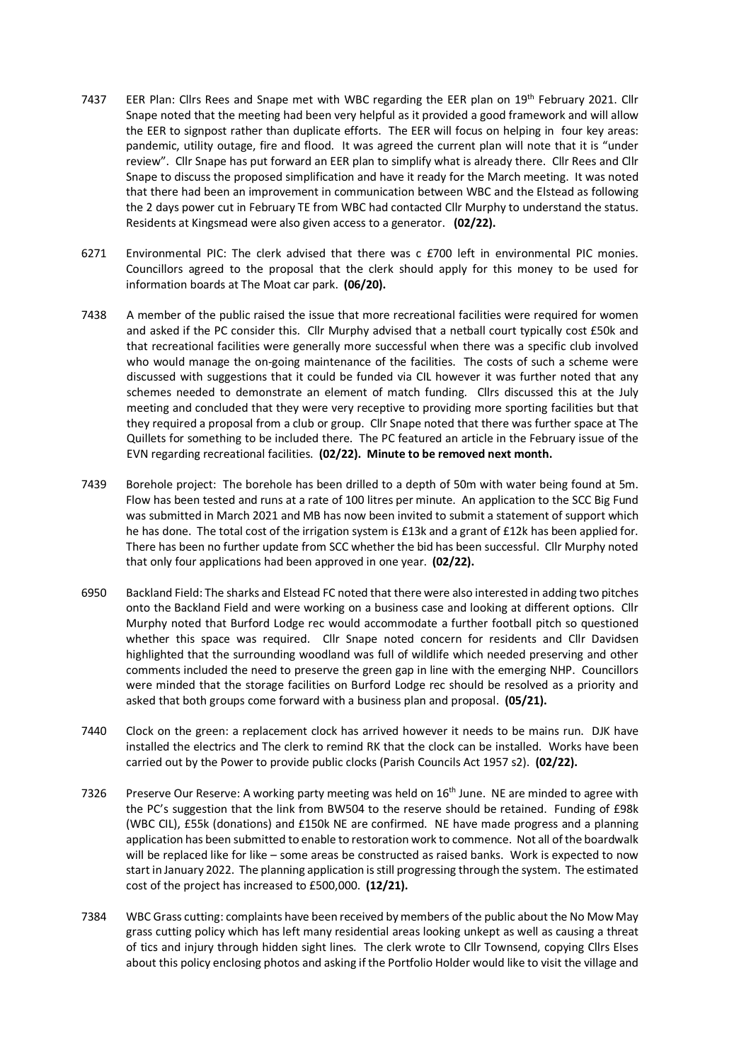7437 EER Plan: Cllrs Rees and Snape met with WBC regarding the EER plan on 19th February 2021. Cllr Snape noted that the meeting had been very helpful as it provided a good framework and will allow the EER to signpost rather than duplicate efforts. The EER will focus on helping in four key areas: pandemic, utility outage, fire and flood. It was agreed the current plan will note that it is "under review". Cllr Snape has put forward an EER plan to simplify what is already there. Cllr Rees and Cllr Snape to discuss the proposed simplification and have it ready for the March meeting. It was noted that there had been an improvement in communication between WBC and the Elstead as following the 2 days power cut in February TE from WBC had contacted Cllr Murphy to understand the status. Residents at Kingsmead were also given access to a generator. **(02/22).**

6271 Environmental PIC: The clerk advised that there was c £700 left in environmental PIC monies. Councillors agreed to the proposal that the clerk should apply for this money to be used for information boards at The Moat car park. **(06/20).**

7438 A member of the public raised the issue that more recreational facilities were required for women and asked if the PC consider this. Cllr Murphy advised that a netball court typically cost £50k and that recreational facilities were generally more successful when there was a specific club involved who would manage the on-going maintenance of the facilities. The costs of such a scheme were discussed with suggestions that it could be funded via CIL however it was further noted that any schemes needed to demonstrate an element of match funding. Cllrs discussed this at the July meeting and concluded that they were very receptive to providing more sporting facilities but that they required a proposal from a club or group. Cllr Snape noted that there was further space at The Quillets for something to be included there. The PC featured an article in the February issue of the EVN regarding recreational facilities. **(02/22). Minute to be removed next month.**

7439 Borehole project: The borehole has been drilled to a depth of 50m with water being found at 5m. Flow has been tested and runs at a rate of 100 litres per minute. An application to the SCC Big Fund was submitted in March 2021 and MB has now been invited to submit a statement of support which he has done. The total cost of the irrigation system is £13k and a grant of £12k has been applied for. There has been no further update from SCC whether the bid has been successful. Cllr Murphy noted that only four applications had been approved in one year. **(02/22).**

6950 Backland Field: The sharks and Elstead FC noted that there were also interested in adding two pitches onto the Backland Field and were working on a business case and looking at different options. Cllr Murphy noted that Burford Lodge rec would accommodate a further football pitch so questioned whether this space was required. Cllr Snape noted concern for residents and Cllr Davidsen highlighted that the surrounding woodland was full of wildlife which needed preserving and other comments included the need to preserve the green gap in line with the emerging NHP. Councillors were minded that the storage facilities on Burford Lodge rec should be resolved as a priority and asked that both groups come forward with a business plan and proposal. **(05/21).**

7440 Clock on the green: a replacement clock has arrived however it needs to be mains run. DJK have installed the electrics and The clerk to remind RK that the clock can be installed. Works have been carried out by the Power to provide public clocks (Parish Councils Act 1957 s2). **(02/22).**

7326 Preserve Our Reserve: A working party meeting was held on 16th June. NE are minded to agree with the PC's suggestion that the link from BW504 to the reserve should be retained. Funding of £98k (WBC CIL), £55k (donations) and £150k NE are confirmed. NE have made progress and a planning application has been submitted to enable to restoration work to commence. Not all of the boardwalk will be replaced like for like – some areas be constructed as raised banks. Work is expected to now start in January 2022. The planning application is still progressing through the system. The estimated cost of the project has increased to £500,000. **(12/21).**

7384 WBC Grass cutting: complaints have been received by members of the public about the No Mow May grass cutting policy which has left many residential areas looking unkept as well as causing a threat of tics and injury through hidden sight lines. The clerk wrote to Cllr Townsend, copying Cllrs Elses about this policy enclosing photos and asking if the Portfolio Holder would like to visit the village and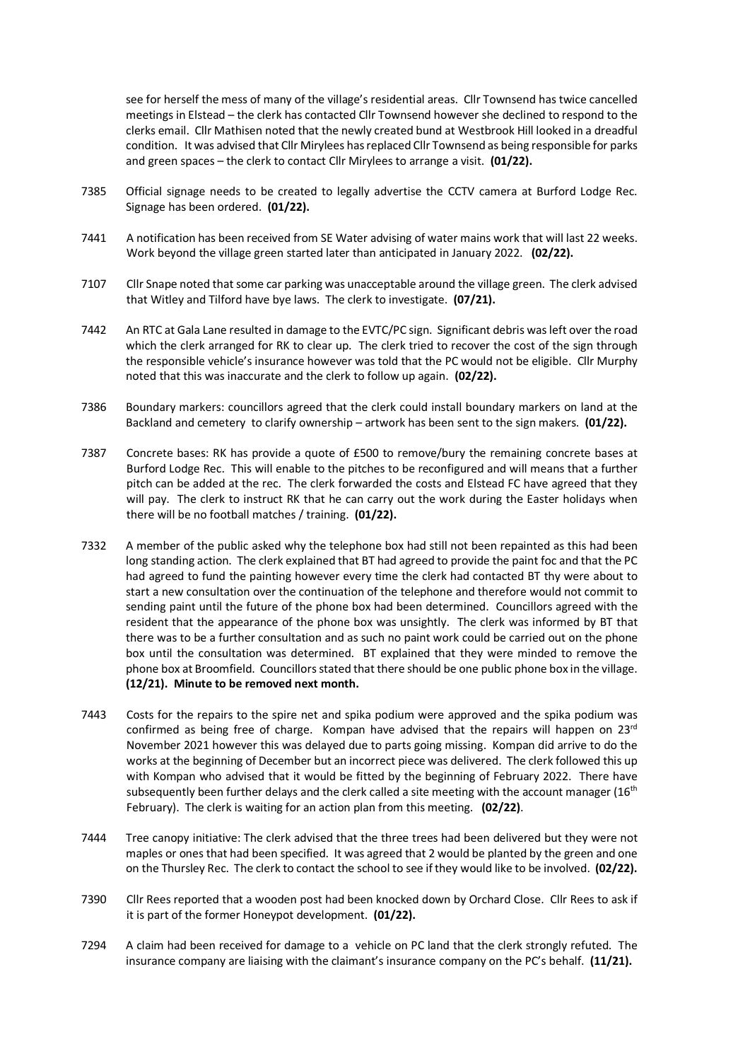see for herself the mess of many of the village's residential areas. Cllr Townsend has twice cancelled meetings in Elstead – the clerk has contacted Cllr Townsend however she declined to respond to the clerks email. Cllr Mathisen noted that the newly created bund at Westbrook Hill looked in a dreadful condition. It was advised that Cllr Mirylees has replaced Cllr Townsend as being responsible for parks and green spaces – the clerk to contact Cllr Mirylees to arrange a visit. **(01/22).**

7385 Official signage needs to be created to legally advertise the CCTV camera at Burford Lodge Rec. Signage has been ordered. **(01/22).**

7441 A notification has been received from SE Water advising of water mains work that will last 22 weeks. Work beyond the village green started later than anticipated in January 2022. **(02/22).**

7107 Cllr Snape noted that some car parking was unacceptable around the village green. The clerk advised that Witley and Tilford have bye laws. The clerk to investigate. **(07/21).**

7442 An RTC at Gala Lane resulted in damage to the EVTC/PC sign. Significant debris was left over the road which the clerk arranged for RK to clear up. The clerk tried to recover the cost of the sign through the responsible vehicle's insurance however was told that the PC would not be eligible. Cllr Murphy noted that this was inaccurate and the clerk to follow up again. **(02/22).**

7386 Boundary markers: councillors agreed that the clerk could install boundary markers on land at the Backland and cemetery to clarify ownership – artwork has been sent to the sign makers. **(01/22).**

7387 Concrete bases: RK has provide a quote of £500 to remove/bury the remaining concrete bases at Burford Lodge Rec. This will enable to the pitches to be reconfigured and will means that a further pitch can be added at the rec. The clerk forwarded the costs and Elstead FC have agreed that they will pay. The clerk to instruct RK that he can carry out the work during the Easter holidays when there will be no football matches / training. **(01/22).**

7332 A member of the public asked why the telephone box had still not been repainted as this had been long standing action. The clerk explained that BT had agreed to provide the paint foc and that the PC had agreed to fund the painting however every time the clerk had contacted BT thy were about to start a new consultation over the continuation of the telephone and therefore would not commit to sending paint until the future of the phone box had been determined. Councillors agreed with the resident that the appearance of the phone box was unsightly. The clerk was informed by BT that there was to be a further consultation and as such no paint work could be carried out on the phone box until the consultation was determined. BT explained that they were minded to remove the phone box at Broomfield. Councillors stated that there should be one public phone box in the village. **(12/21). Minute to be removed next month.**

7443 Costs for the repairs to the spire net and spika podium were approved and the spika podium was confirmed as being free of charge. Kompan have advised that the repairs will happen on 23rd November 2021 however this was delayed due to parts going missing. Kompan did arrive to do the works at the beginning of December but an incorrect piece was delivered. The clerk followed this up with Kompan who advised that it would be fitted by the beginning of February 2022. There have subsequently been further delays and the clerk called a site meeting with the account manager (16th February). The clerk is waiting for an action plan from this meeting. **(02/22)**.

7444 Tree canopy initiative: The clerk advised that the three trees had been delivered but they were not maples or ones that had been specified. It was agreed that 2 would be planted by the green and one on the Thursley Rec. The clerk to contact the school to see if they would like to be involved. **(02/22).**

7390 Cllr Rees reported that a wooden post had been knocked down by Orchard Close. Cllr Rees to ask if it is part of the former Honeypot development. **(01/22).**

7294 A claim had been received for damage to a vehicle on PC land that the clerk strongly refuted. The insurance company are liaising with the claimant's insurance company on the PC's behalf. **(11/21).**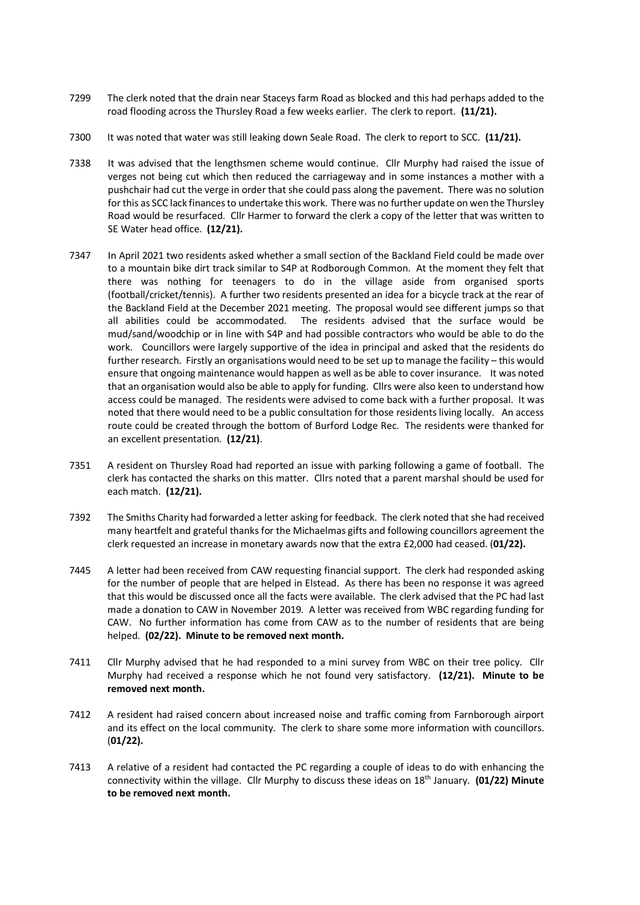7299 The clerk noted that the drain near Staceys farm Road as blocked and this had perhaps added to the road flooding across the Thursley Road a few weeks earlier. The clerk to report. **(11/21).**

7300 It was noted that water was still leaking down Seale Road. The clerk to report to SCC. **(11/21).**

7338 It was advised that the lengthsmen scheme would continue. Cllr Murphy had raised the issue of verges not being cut which then reduced the carriageway and in some instances a mother with a pushchair had cut the verge in order that she could pass along the pavement. There was no solution for this as SCC lack finances to undertake this work. There was no further update on wen the Thursley Road would be resurfaced. Cllr Harmer to forward the clerk a copy of the letter that was written to SE Water head office. **(12/21).**

7347 In April 2021 two residents asked whether a small section of the Backland Field could be made over to a mountain bike dirt track similar to S4P at Rodborough Common. At the moment they felt that there was nothing for teenagers to do in the village aside from organised sports (football/cricket/tennis). A further two residents presented an idea for a bicycle track at the rear of the Backland Field at the December 2021 meeting. The proposal would see different jumps so that all abilities could be accommodated. The residents advised that the surface would be mud/sand/woodchip or in line with S4P and had possible contractors who would be able to do the work. Councillors were largely supportive of the idea in principal and asked that the residents do further research. Firstly an organisations would need to be set up to manage the facility – this would ensure that ongoing maintenance would happen as well as be able to cover insurance. It was noted that an organisation would also be able to apply for funding. Cllrs were also keen to understand how access could be managed. The residents were advised to come back with a further proposal. It was noted that there would need to be a public consultation for those residents living locally. An access route could be created through the bottom of Burford Lodge Rec. The residents were thanked for an excellent presentation. **(12/21)**.

7351 A resident on Thursley Road had reported an issue with parking following a game of football. The clerk has contacted the sharks on this matter. Cllrs noted that a parent marshal should be used for each match. **(12/21).**

7392 The Smiths Charity had forwarded a letter asking for feedback. The clerk noted that she had received many heartfelt and grateful thanks for the Michaelmas gifts and following councillors agreement the clerk requested an increase in monetary awards now that the extra £2,000 had ceased. (**01/22).**

7445 A letter had been received from CAW requesting financial support. The clerk had responded asking for the number of people that are helped in Elstead. As there has been no response it was agreed that this would be discussed once all the facts were available. The clerk advised that the PC had last made a donation to CAW in November 2019. A letter was received from WBC regarding funding for CAW. No further information has come from CAW as to the number of residents that are being helped. **(02/22). Minute to be removed next month.**

7411 Cllr Murphy advised that he had responded to a mini survey from WBC on their tree policy. Cllr Murphy had received a response which he not found very satisfactory. **(12/21). Minute to be removed next month.**

7412 A resident had raised concern about increased noise and traffic coming from Farnborough airport and its effect on the local community. The clerk to share some more information with councillors. (**01/22).**

7413 A relative of a resident had contacted the PC regarding a couple of ideas to do with enhancing the connectivity within the village. Cllr Murphy to discuss these ideas on 18th January. **(01/22) Minute to be removed next month.**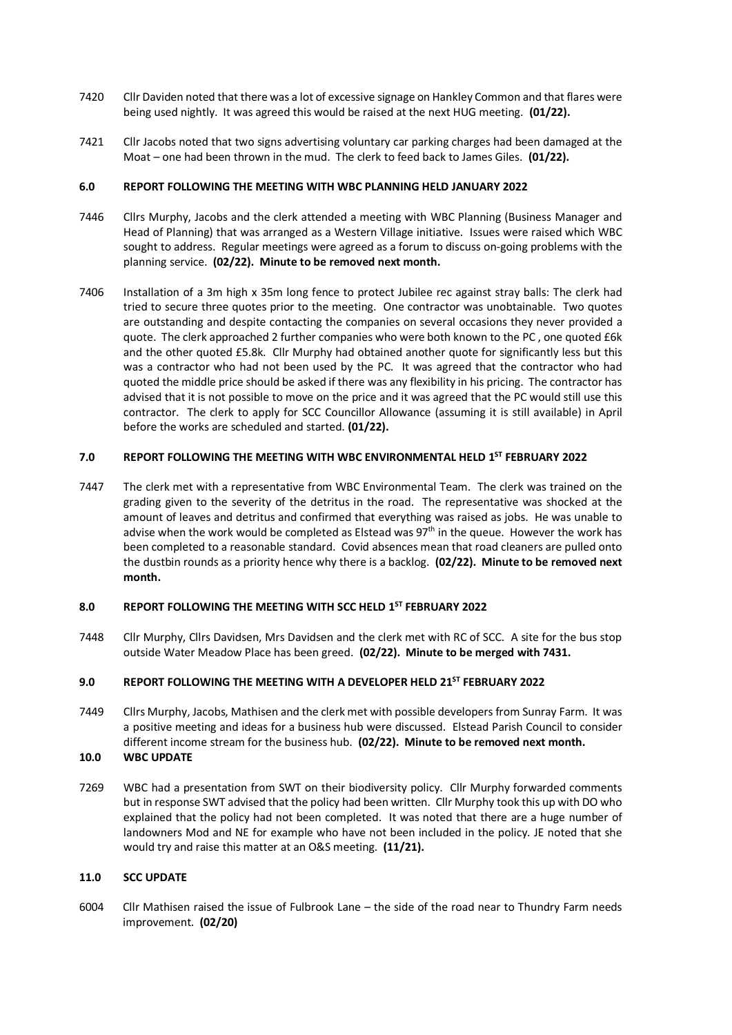7420 Cllr Daviden noted that there was a lot of excessive signage on Hankley Common and that flares were being used nightly. It was agreed this would be raised at the next HUG meeting. **(01/22).**

7421 Cllr Jacobs noted that two signs advertising voluntary car parking charges had been damaged at the Moat – one had been thrown in the mud. The clerk to feed back to James Giles. **(01/22).**

## 6.0 REPORT FOLLOWING THE MEETING WITH WBC PLANNING HELD JANUARY 2022

7446 Cllrs Murphy, Jacobs and the clerk attended a meeting with WBC Planning (Business Manager and Head of Planning) that was arranged as a Western Village initiative. Issues were raised which WBC sought to address. Regular meetings were agreed as a forum to discuss on-going problems with the planning service. **(02/22). Minute to be removed next month.**

7406 Installation of a 3m high x 35m long fence to protect Jubilee rec against stray balls: The clerk had tried to secure three quotes prior to the meeting. One contractor was unobtainable. Two quotes are outstanding and despite contacting the companies on several occasions they never provided a quote. The clerk approached 2 further companies who were both known to the PC , one quoted £6k and the other quoted £5.8k. Cllr Murphy had obtained another quote for significantly less but this was a contractor who had not been used by the PC. It was agreed that the contractor who had quoted the middle price should be asked if there was any flexibility in his pricing. The contractor has advised that it is not possible to move on the price and it was agreed that the PC would still use this contractor. The clerk to apply for SCC Councillor Allowance (assuming it is still available) in April before the works are scheduled and started. **(01/22).**

## 7.0 REPORT FOLLOWING THE MEETING WITH WBC ENVIRONMENTAL HELD 1ST FEBRUARY 2022

7447 The clerk met with a representative from WBC Environmental Team. The clerk was trained on the grading given to the severity of the detritus in the road. The representative was shocked at the amount of leaves and detritus and confirmed that everything was raised as jobs. He was unable to advise when the work would be completed as Elstead was 97th in the queue. However the work has been completed to a reasonable standard. Covid absences mean that road cleaners are pulled onto the dustbin rounds as a priority hence why there is a backlog. **(02/22). Minute to be removed next month.**

## 8.0 REPORT FOLLOWING THE MEETING WITH SCC HELD 1ST FEBRUARY 2022

7448 Cllr Murphy, Cllrs Davidsen, Mrs Davidsen and the clerk met with RC of SCC. A site for the bus stop outside Water Meadow Place has been greed. **(02/22). Minute to be merged with 7431.**

## 9.0 REPORT FOLLOWING THE MEETING WITH A DEVELOPER HELD 21ST FEBRUARY 2022

7449 Cllrs Murphy, Jacobs, Mathisen and the clerk met with possible developers from Sunray Farm. It was a positive meeting and ideas for a business hub were discussed. Elstead Parish Council to consider different income stream for the business hub. **(02/22). Minute to be removed next month.**

## 10.0 WBC UPDATE

7269 WBC had a presentation from SWT on their biodiversity policy. Cllr Murphy forwarded comments but in response SWT advised that the policy had been written. Cllr Murphy took this up with DO who explained that the policy had not been completed. It was noted that there are a huge number of landowners Mod and NE for example who have not been included in the policy. JE noted that she would try and raise this matter at an O&S meeting. **(11/21).**

## 11.0 SCC UPDATE

6004 Cllr Mathisen raised the issue of Fulbrook Lane – the side of the road near to Thundry Farm needs improvement. **(02/20)**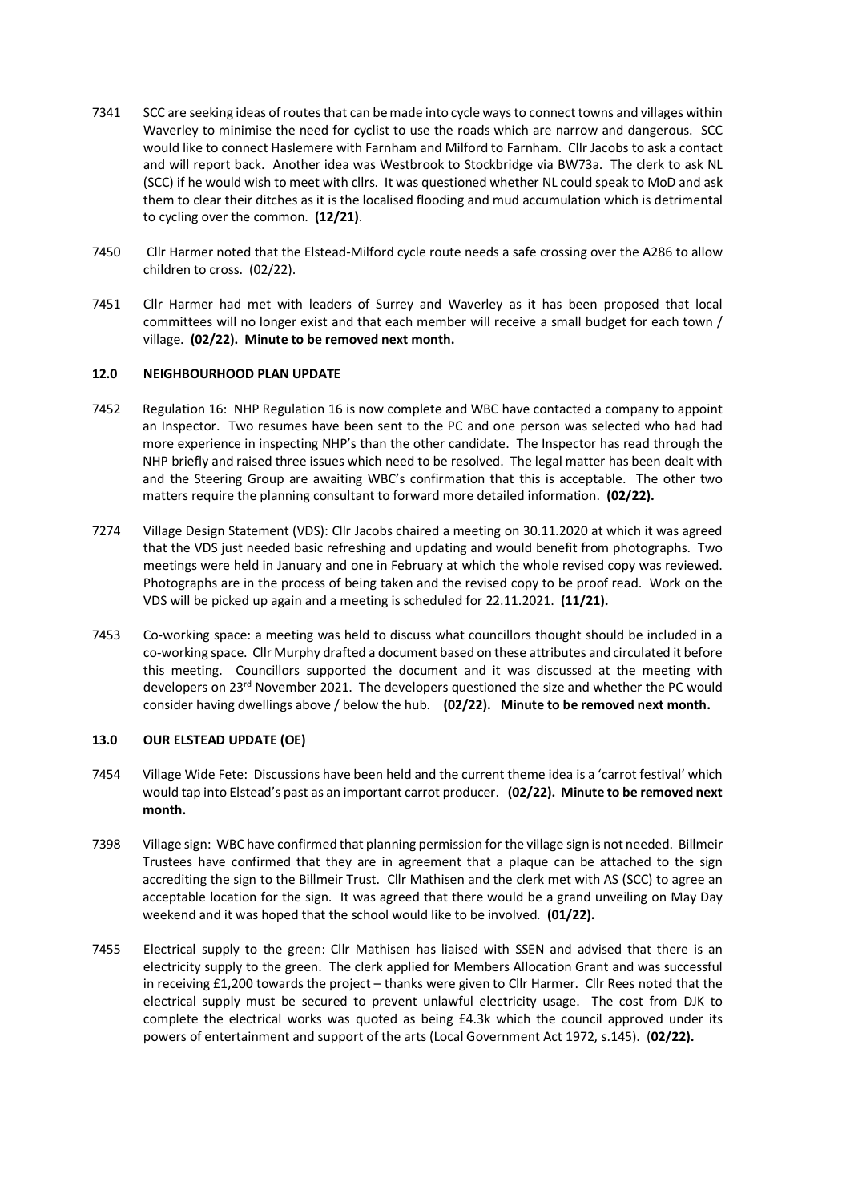7341 SCC are seeking ideas of routes that can be made into cycle ways to connect towns and villages within Waverley to minimise the need for cyclist to use the roads which are narrow and dangerous. SCC would like to connect Haslemere with Farnham and Milford to Farnham. Cllr Jacobs to ask a contact and will report back. Another idea was Westbrook to Stockbridge via BW73a. The clerk to ask NL (SCC) if he would wish to meet with cllrs. It was questioned whether NL could speak to MoD and ask them to clear their ditches as it is the localised flooding and mud accumulation which is detrimental to cycling over the common. **(12/21)**.

7450 Cllr Harmer noted that the Elstead-Milford cycle route needs a safe crossing over the A286 to allow children to cross. (02/22).

7451 Cllr Harmer had met with leaders of Surrey and Waverley as it has been proposed that local committees will no longer exist and that each member will receive a small budget for each town / village. **(02/22). Minute to be removed next month.**

## 12.0 NEIGHBOURHOOD PLAN UPDATE

7452 Regulation 16: NHP Regulation 16 is now complete and WBC have contacted a company to appoint an Inspector. Two resumes have been sent to the PC and one person was selected who had had more experience in inspecting NHP's than the other candidate. The Inspector has read through the NHP briefly and raised three issues which need to be resolved. The legal matter has been dealt with and the Steering Group are awaiting WBC's confirmation that this is acceptable. The other two matters require the planning consultant to forward more detailed information. **(02/22).**

7274 Village Design Statement (VDS): Cllr Jacobs chaired a meeting on 30.11.2020 at which it was agreed that the VDS just needed basic refreshing and updating and would benefit from photographs. Two meetings were held in January and one in February at which the whole revised copy was reviewed. Photographs are in the process of being taken and the revised copy to be proof read. Work on the VDS will be picked up again and a meeting is scheduled for 22.11.2021. **(11/21).**

7453 Co-working space: a meeting was held to discuss what councillors thought should be included in a co-working space. Cllr Murphy drafted a document based on these attributes and circulated it before this meeting. Councillors supported the document and it was discussed at the meeting with developers on 23rd November 2021. The developers questioned the size and whether the PC would consider having dwellings above / below the hub. **(02/22). Minute to be removed next month.**

## 13.0 OUR ELSTEAD UPDATE (OE)

7454 Village Wide Fete: Discussions have been held and the current theme idea is a 'carrot festival' which would tap into Elstead's past as an important carrot producer. **(02/22). Minute to be removed next month.**

7398 Village sign: WBC have confirmed that planning permission for the village sign is not needed. Billmeir Trustees have confirmed that they are in agreement that a plaque can be attached to the sign accrediting the sign to the Billmeir Trust. Cllr Mathisen and the clerk met with AS (SCC) to agree an acceptable location for the sign. It was agreed that there would be a grand unveiling on May Day weekend and it was hoped that the school would like to be involved. **(01/22).**

7455 Electrical supply to the green: Cllr Mathisen has liaised with SSEN and advised that there is an electricity supply to the green. The clerk applied for Members Allocation Grant and was successful in receiving £1,200 towards the project – thanks were given to Cllr Harmer. Cllr Rees noted that the electrical supply must be secured to prevent unlawful electricity usage. The cost from DJK to complete the electrical works was quoted as being £4.3k which the council approved under its powers of entertainment and support of the arts (Local Government Act 1972, s.145). (**02/22).**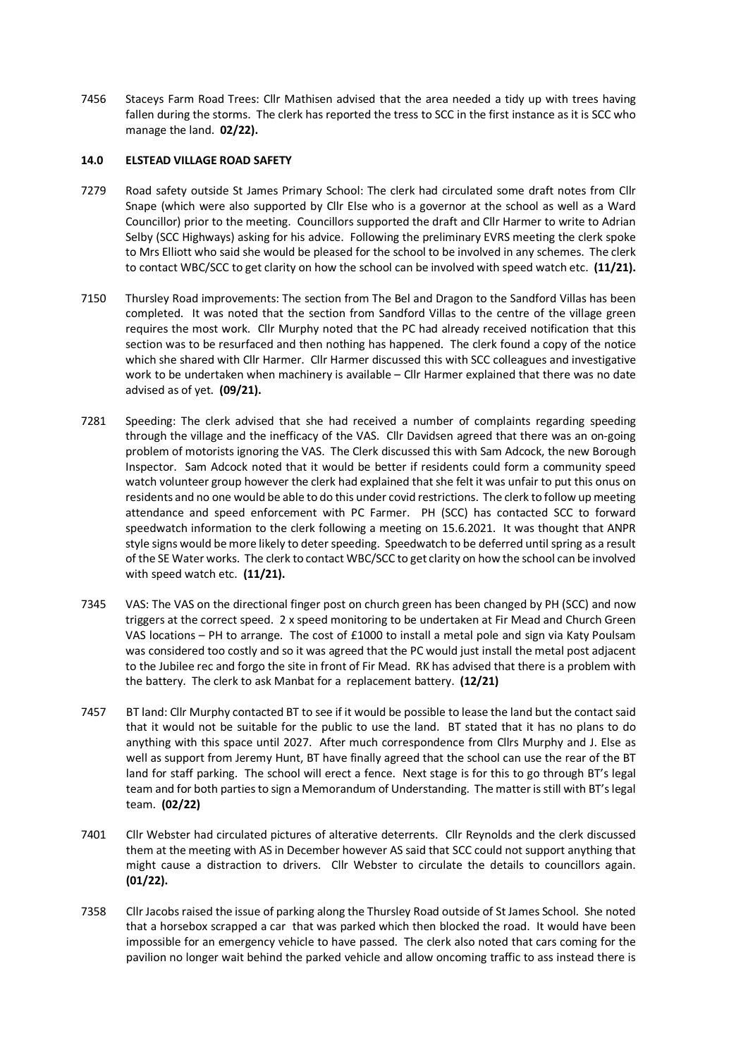7456 Staceys Farm Road Trees: Cllr Mathisen advised that the area needed a tidy up with trees having fallen during the storms. The clerk has reported the tress to SCC in the first instance as it is SCC who manage the land. **02/22).**

**14.0 ELSTEAD VILLAGE ROAD SAFETY**

7279 Road safety outside St James Primary School: The clerk had circulated some draft notes from Cllr Snape (which were also supported by Cllr Else who is a governor at the school as well as a Ward Councillor) prior to the meeting. Councillors supported the draft and Cllr Harmer to write to Adrian Selby (SCC Highways) asking for his advice. Following the preliminary EVRS meeting the clerk spoke to Mrs Elliott who said she would be pleased for the school to be involved in any schemes. The clerk to contact WBC/SCC to get clarity on how the school can be involved with speed watch etc. **(11/21).**

7150 Thursley Road improvements: The section from The Bel and Dragon to the Sandford Villas has been completed. It was noted that the section from Sandford Villas to the centre of the village green requires the most work. Cllr Murphy noted that the PC had already received notification that this section was to be resurfaced and then nothing has happened. The clerk found a copy of the notice which she shared with Cllr Harmer. Cllr Harmer discussed this with SCC colleagues and investigative work to be undertaken when machinery is available – Cllr Harmer explained that there was no date advised as of yet. **(09/21).**

7281 Speeding: The clerk advised that she had received a number of complaints regarding speeding through the village and the inefficacy of the VAS. Cllr Davidsen agreed that there was an on-going problem of motorists ignoring the VAS. The Clerk discussed this with Sam Adcock, the new Borough Inspector. Sam Adcock noted that it would be better if residents could form a community speed watch volunteer group however the clerk had explained that she felt it was unfair to put this onus on residents and no one would be able to do this under covid restrictions. The clerk to follow up meeting attendance and speed enforcement with PC Farmer. PH (SCC) has contacted SCC to forward speedwatch information to the clerk following a meeting on 15.6.2021. It was thought that ANPR style signs would be more likely to deter speeding. Speedwatch to be deferred until spring as a result of the SE Water works. The clerk to contact WBC/SCC to get clarity on how the school can be involved with speed watch etc. **(11/21).**

7345 VAS: The VAS on the directional finger post on church green has been changed by PH (SCC) and now triggers at the correct speed. 2 x speed monitoring to be undertaken at Fir Mead and Church Green VAS locations – PH to arrange. The cost of £1000 to install a metal pole and sign via Katy Poulsam was considered too costly and so it was agreed that the PC would just install the metal post adjacent to the Jubilee rec and forgo the site in front of Fir Mead. RK has advised that there is a problem with the battery. The clerk to ask Manbat for a replacement battery. **(12/21)**

7457 BT land: Cllr Murphy contacted BT to see if it would be possible to lease the land but the contact said that it would not be suitable for the public to use the land. BT stated that it has no plans to do anything with this space until 2027. After much correspondence from Cllrs Murphy and J. Else as well as support from Jeremy Hunt, BT have finally agreed that the school can use the rear of the BT land for staff parking. The school will erect a fence. Next stage is for this to go through BT's legal team and for both parties to sign a Memorandum of Understanding. The matter is still with BT's legal team. **(02/22)**

7401 Cllr Webster had circulated pictures of alterative deterrents. Cllr Reynolds and the clerk discussed them at the meeting with AS in December however AS said that SCC could not support anything that might cause a distraction to drivers. Cllr Webster to circulate the details to councillors again. **(01/22).**

7358 Cllr Jacobs raised the issue of parking along the Thursley Road outside of St James School. She noted that a horsebox scrapped a car that was parked which then blocked the road. It would have been impossible for an emergency vehicle to have passed. The clerk also noted that cars coming for the pavilion no longer wait behind the parked vehicle and allow oncoming traffic to ass instead there is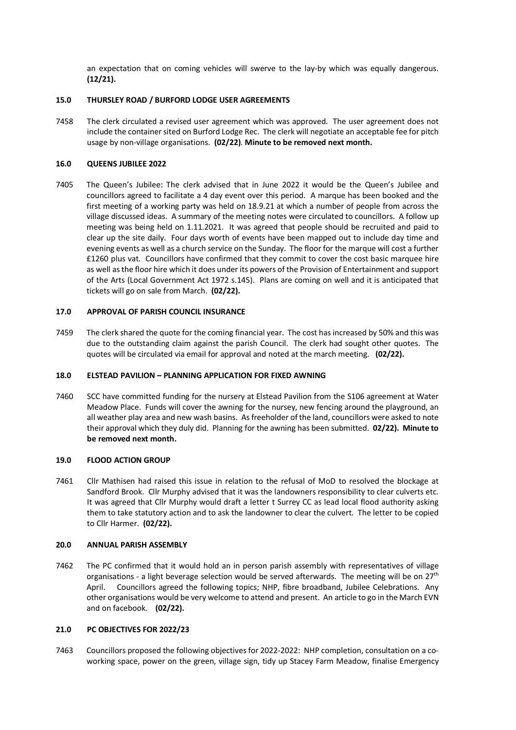an expectation that on coming vehicles will swerve to the lay-by which was equally dangerous. **(12/21).**

### 15.0 THURSLEY ROAD / BURFORD LODGE USER AGREEMENTS

7458 The clerk circulated a revised user agreement which was approved. The user agreement does not include the container sited on Burford Lodge Rec. The clerk will negotiate an acceptable fee for pitch usage by non-village organisations. **(02/22)**. **Minute to be removed next month.**

### 16.0 QUEENS JUBILEE 2022

7405 The Queen's Jubilee: The clerk advised that in June 2022 it would be the Queen's Jubilee and councillors agreed to facilitate a 4 day event over this period. A marque has been booked and the first meeting of a working party was held on 18.9.21 at which a number of people from across the village discussed ideas. A summary of the meeting notes were circulated to councillors. A follow up meeting was being held on 1.11.2021. It was agreed that people should be recruited and paid to clear up the site daily. Four days worth of events have been mapped out to include day time and evening events as well as a church service on the Sunday. The floor for the marque will cost a further £1260 plus vat. Councillors have confirmed that they commit to cover the cost basic marquee hire as well as the floor hire which it does under its powers of the Provision of Entertainment and support of the Arts (Local Government Act 1972 s.145). Plans are coming on well and it is anticipated that tickets will go on sale from March. **(02/22).**

### 17.0 APPROVAL OF PARISH COUNCIL INSURANCE

7459 The clerk shared the quote for the coming financial year. The cost has increased by 50% and this was due to the outstanding claim against the parish Council. The clerk had sought other quotes. The quotes will be circulated via email for approval and noted at the march meeting. **(02/22).**

### 18.0 ELSTEAD PAVILION – PLANNING APPLICATION FOR FIXED AWNING

7460 SCC have committed funding for the nursery at Elstead Pavilion from the S106 agreement at Water Meadow Place. Funds will cover the awning for the nursey, new fencing around the playground, an all weather play area and new wash basins. As freeholder of the land, councillors were asked to note their approval which they duly did. Planning for the awning has been submitted. **02/22). Minute to be removed next month.**

### 19.0 FLOOD ACTION GROUP

7461 Cllr Mathisen had raised this issue in relation to the refusal of MoD to resolved the blockage at Sandford Brook. Cllr Murphy advised that it was the landowners responsibility to clear culverts etc. It was agreed that Cllr Murphy would draft a letter t Surrey CC as lead local flood authority asking them to take statutory action and to ask the landowner to clear the culvert. The letter to be copied to Cllr Harmer. **(02/22).**

### 20.0 ANNUAL PARISH ASSEMBLY

7462 The PC confirmed that it would hold an in person parish assembly with representatives of village organisations - a light beverage selection would be served afterwards. The meeting will be on 27th April. Councillors agreed the following topics; NHP, fibre broadband, Jubilee Celebrations. Any other organisations would be very welcome to attend and present. An article to go in the March EVN and on facebook. **(02/22).**

### 21.0 PC OBJECTIVES FOR 2022/23

7463 Councillors proposed the following objectives for 2022-2022: NHP completion, consultation on a co-working space, power on the green, village sign, tidy up Stacey Farm Meadow, finalise Emergency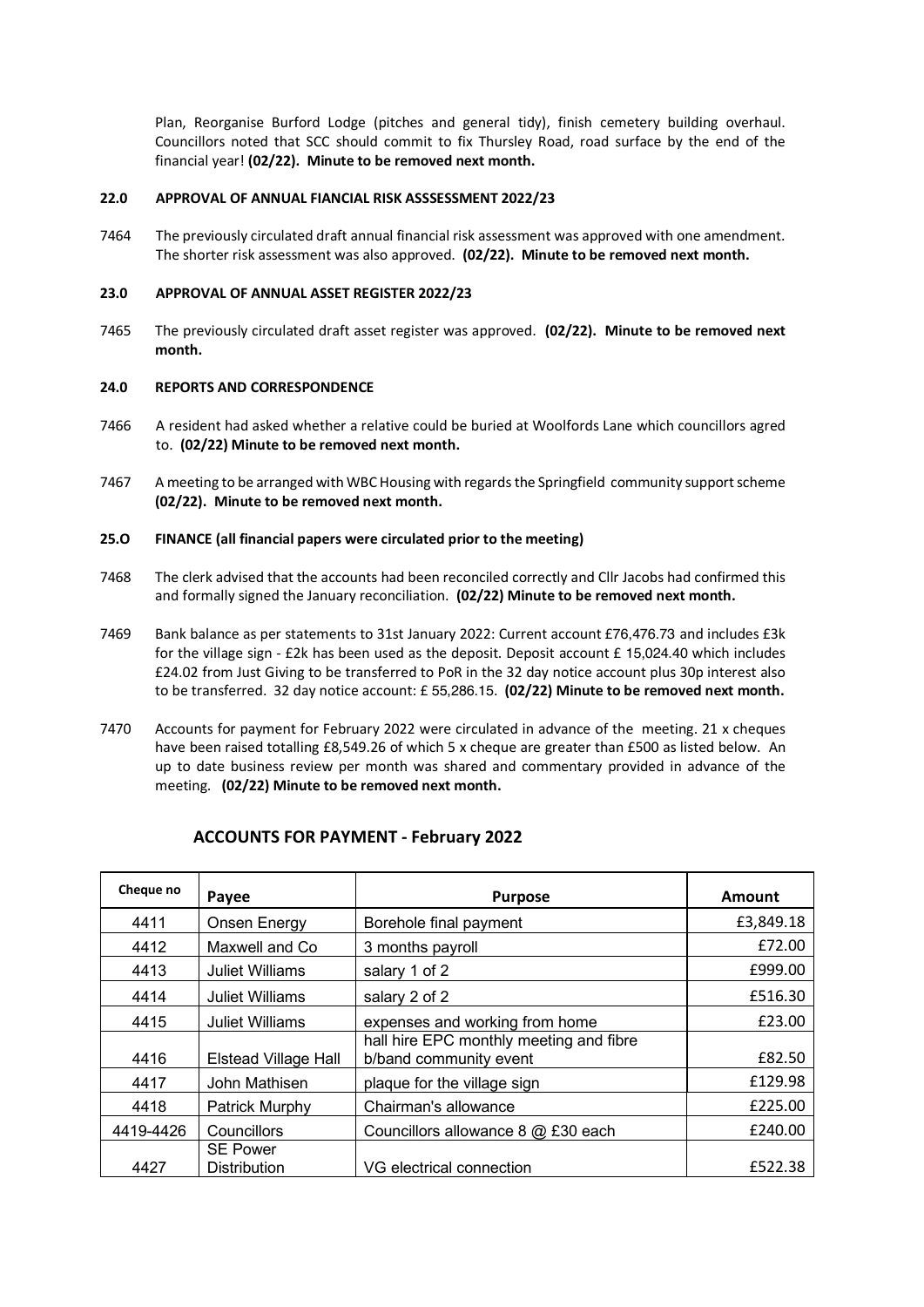Plan, Reorganise Burford Lodge (pitches and general tidy), finish cemetery building overhaul. Councillors noted that SCC should commit to fix Thursley Road, road surface by the end of the financial year! **(02/22). Minute to be removed next month.**

**22.0 APPROVAL OF ANNUAL FIANCIAL RISK ASSSESSMENT 2022/23**

7464 The previously circulated draft annual financial risk assessment was approved with one amendment. The shorter risk assessment was also approved. **(02/22). Minute to be removed next month.**

**23.0 APPROVAL OF ANNUAL ASSET REGISTER 2022/23**

7465 The previously circulated draft asset register was approved. **(02/22). Minute to be removed next month.**

**24.0 REPORTS AND CORRESPONDENCE**

7466 A resident had asked whether a relative could be buried at Woolfords Lane which councillors agred to. **(02/22) Minute to be removed next month.**

7467 A meeting to be arranged with WBC Housing with regards the Springfield community support scheme **(02/22). Minute to be removed next month.**

**25.O FINANCE (all financial papers were circulated prior to the meeting)**

7468 The clerk advised that the accounts had been reconciled correctly and Cllr Jacobs had confirmed this and formally signed the January reconciliation. **(02/22) Minute to be removed next month.**

7469 Bank balance as per statements to 31st January 2022: Current account £76,476.73 and includes £3k for the village sign - £2k has been used as the deposit. Deposit account £ 15,024.40 which includes £24.02 from Just Giving to be transferred to PoR in the 32 day notice account plus 30p interest also to be transferred. 32 day notice account: £ 55,286.15. **(02/22) Minute to be removed next month.**

7470 Accounts for payment for February 2022 were circulated in advance of the meeting. 21 x cheques have been raised totalling £8,549.26 of which 5 x cheque are greater than £500 as listed below. An up to date business review per month was shared and commentary provided in advance of the meeting. **(02/22) Minute to be removed next month.**

## ACCOUNTS FOR PAYMENT - February 2022

| Cheque no | Payee | Purpose | Amount |
|---|---|---|---|
| 4411 | Onsen Energy | Borehole final payment | £3,849.18 |
| 4412 | Maxwell and Co | 3 months payroll | £72.00 |
| 4413 | Juliet Williams | salary 1 of 2 | £999.00 |
| 4414 | Juliet Williams | salary 2 of 2 | £516.30 |
| 4415 | Juliet Williams | expenses and working from home | £23.00 |
| 4416 | Elstead Village Hall | hall hire EPC monthly meeting and fibre b/band community event | £82.50 |
| 4417 | John Mathisen | plaque for the village sign | £129.98 |
| 4418 | Patrick Murphy | Chairman's allowance | £225.00 |
| 4419-4426 | Councillors | Councillors allowance 8 @ £30 each | £240.00 |
| 4427 | SE Power Distribution | VG electrical connection | £522.38 |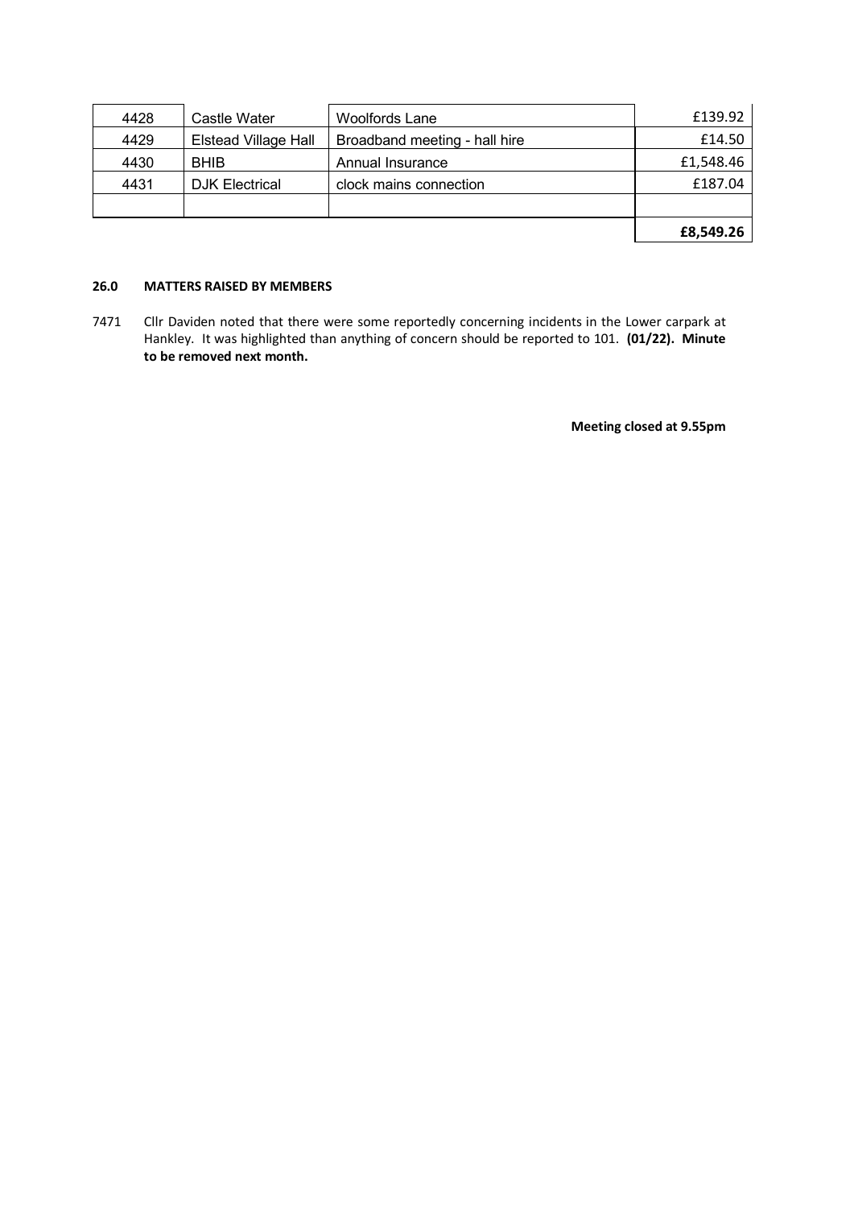| | | | |
|---|---|---|---|
| 4428 | Castle Water | Woolfords Lane | £139.92 |
| 4429 | Elstead Village Hall | Broadband meeting - hall hire | £14.50 |
| 4430 | BHIB | Annual Insurance | £1,548.46 |
| 4431 | DJK Electrical | clock mains connection | £187.04 |
| | | | |
| | | | **£8,549.26** |

### 26.0 MATTERS RAISED BY MEMBERS

7471 Cllr Daviden noted that there were some reportedly concerning incidents in the Lower carpark at Hankley. It was highlighted than anything of concern should be reported to 101. **(01/22). Minute to be removed next month.**

**Meeting closed at 9.55pm**